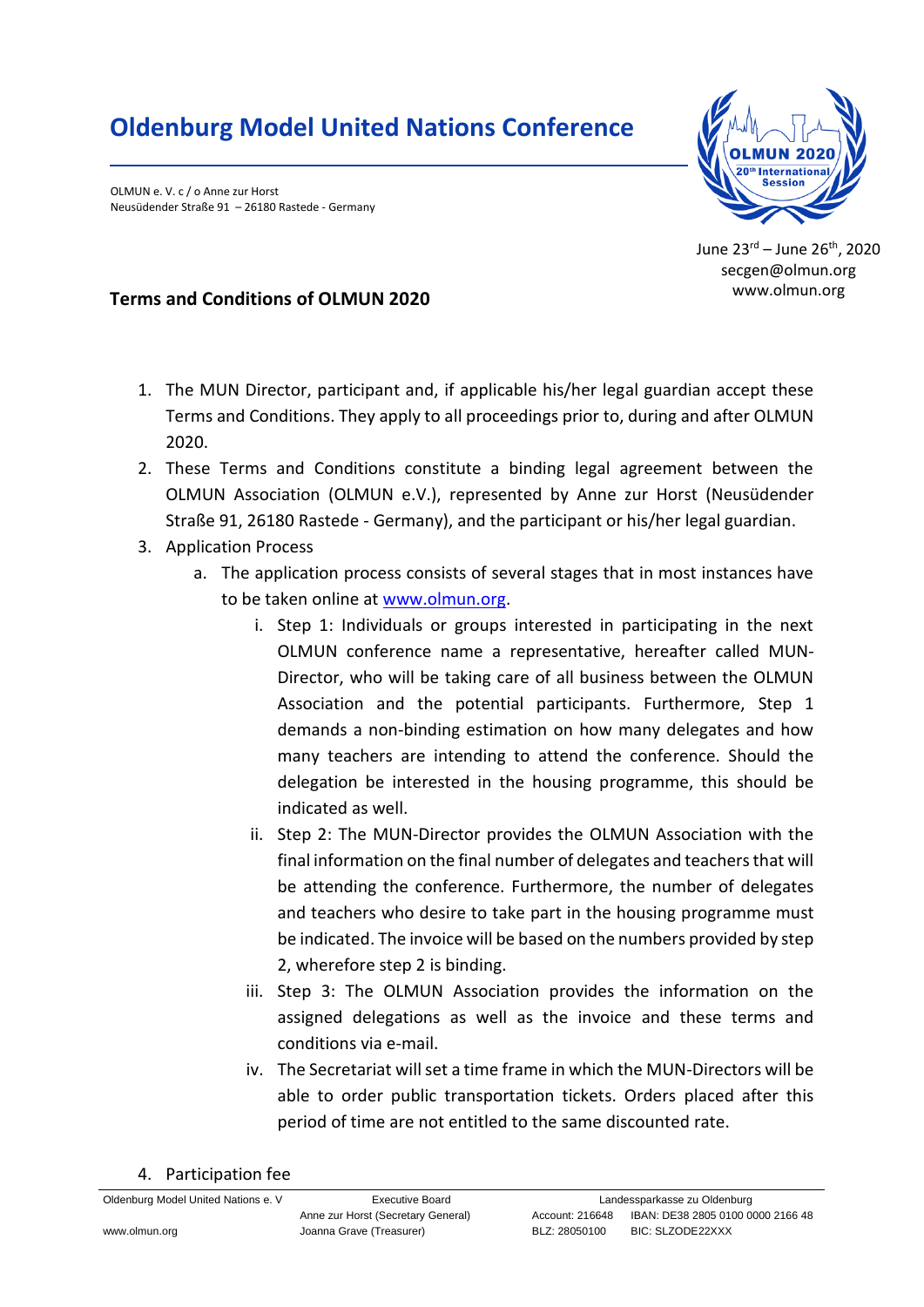# Oldenburg Model United Nations Conference

OLMUN e. V. c / o Anne zur Horst
Neusüdender Straße 91 – 26180 Rastede - Germany

June 23rd – June 26th, 2020
secgen@olmun.org
www.olmun.org

## Terms and Conditions of OLMUN 2020

1. The MUN Director, participant and, if applicable his/her legal guardian accept these Terms and Conditions. They apply to all proceedings prior to, during and after OLMUN 2020.
2. These Terms and Conditions constitute a binding legal agreement between the OLMUN Association (OLMUN e.V.), represented by Anne zur Horst (Neusüdender Straße 91, 26180 Rastede - Germany), and the participant or his/her legal guardian.
3. Application Process
   a. The application process consists of several stages that in most instances have to be taken online at www.olmun.org.
      i. Step 1: Individuals or groups interested in participating in the next OLMUN conference name a representative, hereafter called MUN-Director, who will be taking care of all business between the OLMUN Association and the potential participants. Furthermore, Step 1 demands a non-binding estimation on how many delegates and how many teachers are intending to attend the conference. Should the delegation be interested in the housing programme, this should be indicated as well.
      ii. Step 2: The MUN-Director provides the OLMUN Association with the final information on the final number of delegates and teachers that will be attending the conference. Furthermore, the number of delegates and teachers who desire to take part in the housing programme must be indicated. The invoice will be based on the numbers provided by step 2, wherefore step 2 is binding.
      iii. Step 3: The OLMUN Association provides the information on the assigned delegations as well as the invoice and these terms and conditions via e-mail.
      iv. The Secretariat will set a time frame in which the MUN-Directors will be able to order public transportation tickets. Orders placed after this period of time are not entitled to the same discounted rate.
4. Participation fee

Oldenburg Model United Nations e. V
www.olmun.org

Executive Board
Anne zur Horst (Secretary General)
Joanna Grave (Treasurer)

Landessparkasse zu Oldenburg
Account: 216648 IBAN: DE38 2805 0100 0000 2166 48
BLZ: 28050100 BIC: SLZODE22XXX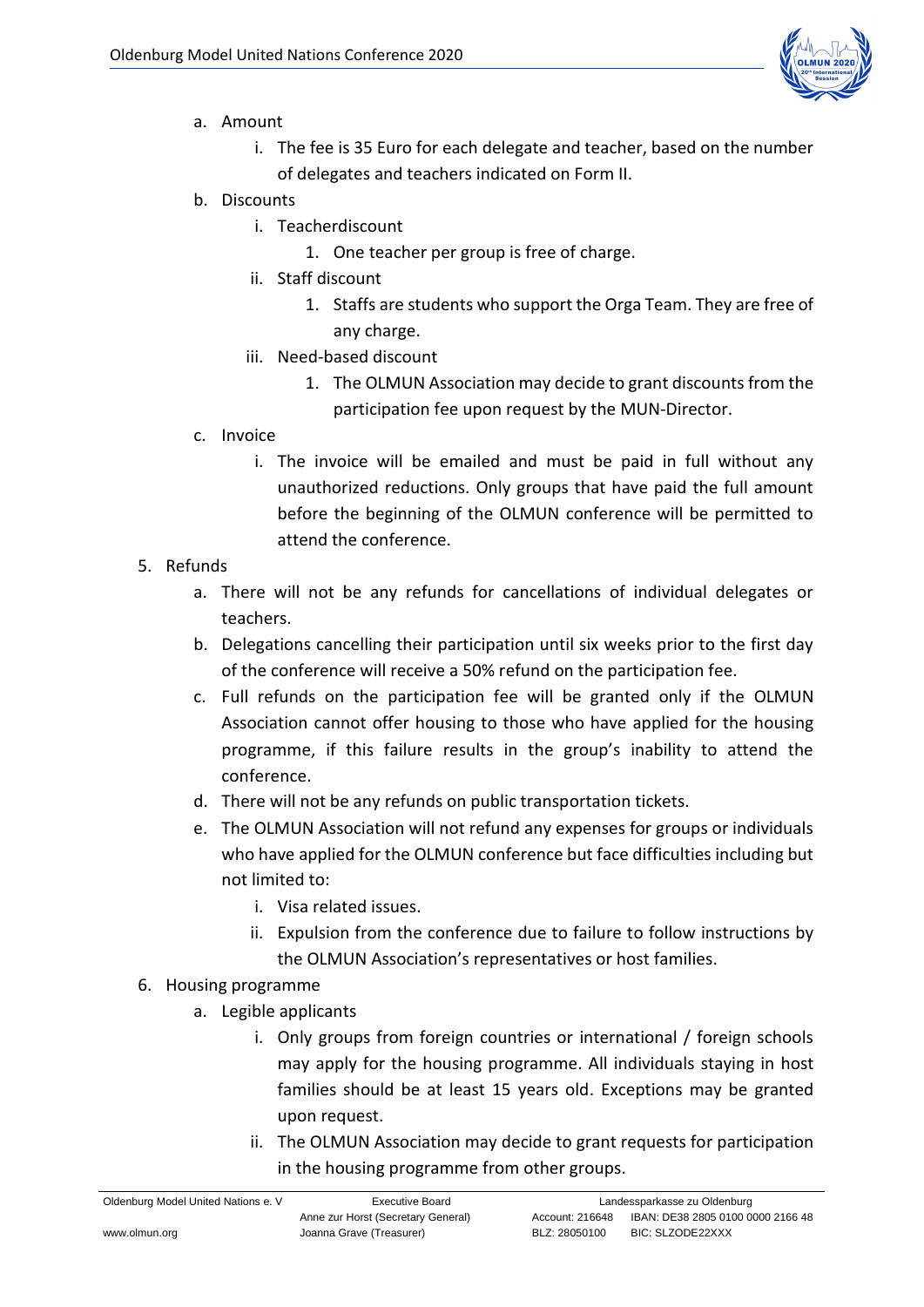a. Amount
      i. The fee is 35 Euro for each delegate and teacher, based on the number of delegates and teachers indicated on Form II.
   b. Discounts
      i. Teacherdiscount
         1. One teacher per group is free of charge.
      ii. Staff discount
         1. Staffs are students who support the Orga Team. They are free of any charge.
      iii. Need-based discount
         1. The OLMUN Association may decide to grant discounts from the participation fee upon request by the MUN-Director.
   c. Invoice
      i. The invoice will be emailed and must be paid in full without any unauthorized reductions. Only groups that have paid the full amount before the beginning of the OLMUN conference will be permitted to attend the conference.

5. Refunds
   a. There will not be any refunds for cancellations of individual delegates or teachers.
   b. Delegations cancelling their participation until six weeks prior to the first day of the conference will receive a 50% refund on the participation fee.
   c. Full refunds on the participation fee will be granted only if the OLMUN Association cannot offer housing to those who have applied for the housing programme, if this failure results in the group's inability to attend the conference.
   d. There will not be any refunds on public transportation tickets.
   e. The OLMUN Association will not refund any expenses for groups or individuals who have applied for the OLMUN conference but face difficulties including but not limited to:
      i. Visa related issues.
      ii. Expulsion from the conference due to failure to follow instructions by the OLMUN Association's representatives or host families.

6. Housing programme
   a. Legible applicants
      i. Only groups from foreign countries or international / foreign schools may apply for the housing programme. All individuals staying in host families should be at least 15 years old. Exceptions may be granted upon request.
      ii. The OLMUN Association may decide to grant requests for participation in the housing programme from other groups.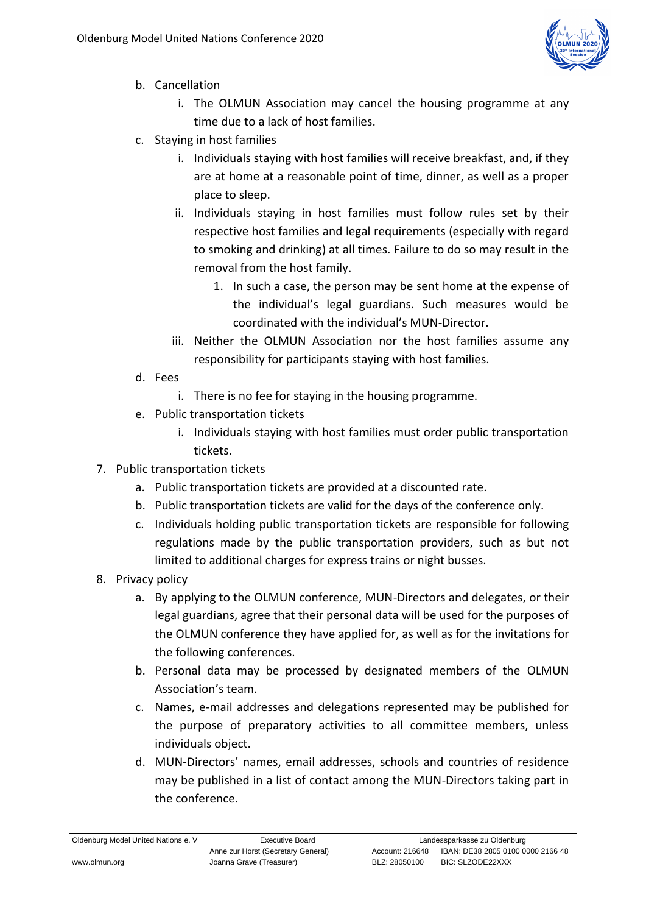b. Cancellation
      i. The OLMUN Association may cancel the housing programme at any time due to a lack of host families.
   c. Staying in host families
      i. Individuals staying with host families will receive breakfast, and, if they are at home at a reasonable point of time, dinner, as well as a proper place to sleep.
      ii. Individuals staying in host families must follow rules set by their respective host families and legal requirements (especially with regard to smoking and drinking) at all times. Failure to do so may result in the removal from the host family.
         1. In such a case, the person may be sent home at the expense of the individual's legal guardians. Such measures would be coordinated with the individual's MUN-Director.
      iii. Neither the OLMUN Association nor the host families assume any responsibility for participants staying with host families.
   d. Fees
      i. There is no fee for staying in the housing programme.
   e. Public transportation tickets
      i. Individuals staying with host families must order public transportation tickets.

7. Public transportation tickets
   a. Public transportation tickets are provided at a discounted rate.
   b. Public transportation tickets are valid for the days of the conference only.
   c. Individuals holding public transportation tickets are responsible for following regulations made by the public transportation providers, such as but not limited to additional charges for express trains or night busses.
8. Privacy policy
   a. By applying to the OLMUN conference, MUN-Directors and delegates, or their legal guardians, agree that their personal data will be used for the purposes of the OLMUN conference they have applied for, as well as for the invitations for the following conferences.
   b. Personal data may be processed by designated members of the OLMUN Association's team.
   c. Names, e-mail addresses and delegations represented may be published for the purpose of preparatory activities to all committee members, unless individuals object.
   d. MUN-Directors' names, email addresses, schools and countries of residence may be published in a list of contact among the MUN-Directors taking part in the conference.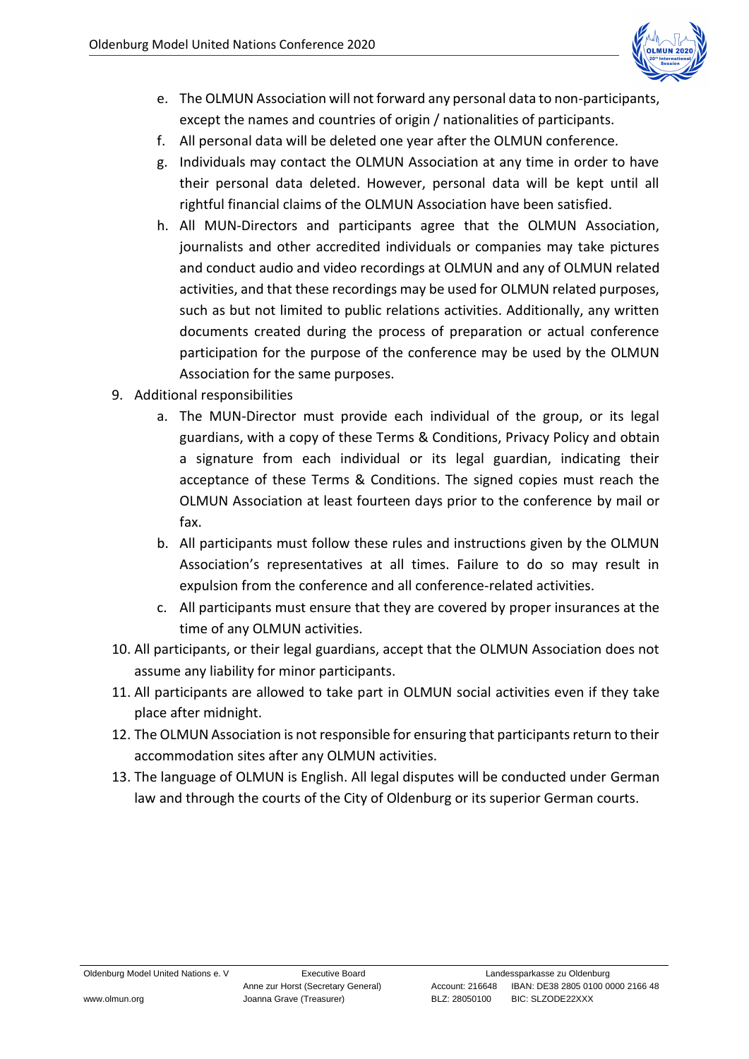e. The OLMUN Association will not forward any personal data to non-participants, except the names and countries of origin / nationalities of participants.
   f. All personal data will be deleted one year after the OLMUN conference.
   g. Individuals may contact the OLMUN Association at any time in order to have their personal data deleted. However, personal data will be kept until all rightful financial claims of the OLMUN Association have been satisfied.
   h. All MUN-Directors and participants agree that the OLMUN Association, journalists and other accredited individuals or companies may take pictures and conduct audio and video recordings at OLMUN and any of OLMUN related activities, and that these recordings may be used for OLMUN related purposes, such as but not limited to public relations activities. Additionally, any written documents created during the process of preparation or actual conference participation for the purpose of the conference may be used by the OLMUN Association for the same purposes.

9. Additional responsibilities
   a. The MUN-Director must provide each individual of the group, or its legal guardians, with a copy of these Terms & Conditions, Privacy Policy and obtain a signature from each individual or its legal guardian, indicating their acceptance of these Terms & Conditions. The signed copies must reach the OLMUN Association at least fourteen days prior to the conference by mail or fax.
   b. All participants must follow these rules and instructions given by the OLMUN Association's representatives at all times. Failure to do so may result in expulsion from the conference and all conference-related activities.
   c. All participants must ensure that they are covered by proper insurances at the time of any OLMUN activities.
10. All participants, or their legal guardians, accept that the OLMUN Association does not assume any liability for minor participants.
11. All participants are allowed to take part in OLMUN social activities even if they take place after midnight.
12. The OLMUN Association is not responsible for ensuring that participants return to their accommodation sites after any OLMUN activities.
13. The language of OLMUN is English. All legal disputes will be conducted under German law and through the courts of the City of Oldenburg or its superior German courts.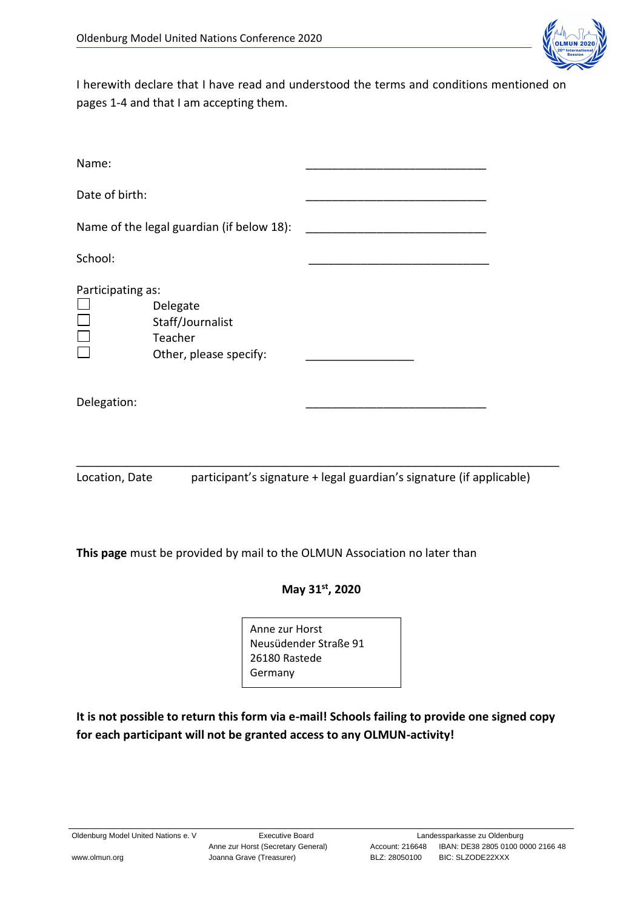I herewith declare that I have read and understood the terms and conditions mentioned on pages 1-4 and that I am accepting them.

Name: ____________________________

Date of birth: ____________________________

Name of the legal guardian (if below 18): ____________________________

School: ____________________________

Participating as:

☐ Delegate
☐ Staff/Journalist
☐ Teacher
☐ Other, please specify: ________________

Delegation: ____________________________

_______________________________________________________________________

Location, Date participant's signature + legal guardian's signature (if applicable)

**This page** must be provided by mail to the OLMUN Association no later than

**May 31st, 2020**

Anne zur Horst
Neusüdender Straße 91
26180 Rastede
Germany

**It is not possible to return this form via e-mail! Schools failing to provide one signed copy for each participant will not be granted access to any OLMUN-activity!**